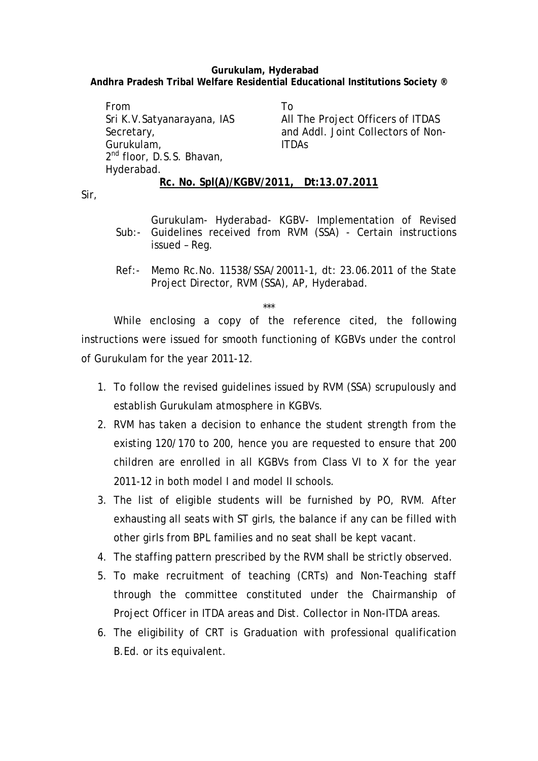**Gurukulam, Hyderabad**
**Andhra Pradesh Tribal Welfare Residential Educational Institutions Society ®**

From
Sri K.V.Satyanarayana, IAS
Secretary,
Gurukulam,
2nd floor, D.S.S. Bhavan,
Hyderabad.

To
All The Project Officers of ITDAS and Addl. Joint Collectors of Non-ITDAs

**Rc. No. Spl(A)/KGBV/2011, Dt:13.07.2011**

Sir,

Sub:- Gurukulam- Hyderabad- KGBV- Implementation of Revised Guidelines received from RVM (SSA) - Certain instructions issued – Reg.

Ref:- Memo Rc.No. 11538/SSA/20011-1, dt: 23.06.2011 of the State Project Director, RVM (SSA), AP, Hyderabad.

***

While enclosing a copy of the reference cited, the following instructions were issued for smooth functioning of KGBVs under the control of Gurukulam for the year 2011-12.

1. To follow the revised guidelines issued by RVM (SSA) scrupulously and establish Gurukulam atmosphere in KGBVs.
2. RVM has taken a decision to enhance the student strength from the existing 120/170 to 200, hence you are requested to ensure that 200 children are enrolled in all KGBVs from Class VI to X for the year 2011-12 in both model I and model II schools.
3. The list of eligible students will be furnished by PO, RVM. After exhausting all seats with ST girls, the balance if any can be filled with other girls from BPL families and no seat shall be kept vacant.
4. The staffing pattern prescribed by the RVM shall be strictly observed.
5. To make recruitment of teaching (CRTs) and Non-Teaching staff through the committee constituted under the Chairmanship of Project Officer in ITDA areas and Dist. Collector in Non-ITDA areas.
6. The eligibility of CRT is Graduation with professional qualification B.Ed. or its equivalent.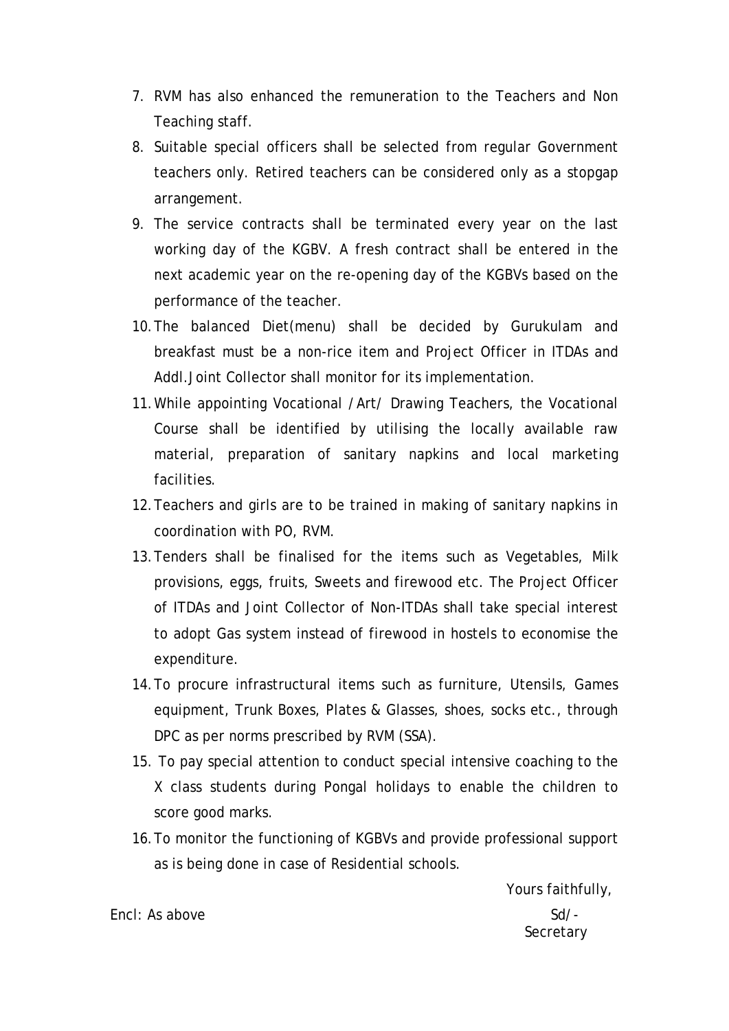7. RVM has also enhanced the remuneration to the Teachers and Non Teaching staff.
8. Suitable special officers shall be selected from regular Government teachers only. Retired teachers can be considered only as a stopgap arrangement.
9. The service contracts shall be terminated every year on the last working day of the KGBV. A fresh contract shall be entered in the next academic year on the re-opening day of the KGBVs based on the performance of the teacher.
10. The balanced Diet(menu) shall be decided by Gurukulam and breakfast must be a non-rice item and Project Officer in ITDAs and Addl.Joint Collector shall monitor for its implementation.
11. While appointing Vocational /Art/ Drawing Teachers, the Vocational Course shall be identified by utilising the locally available raw material, preparation of sanitary napkins and local marketing facilities.
12. Teachers and girls are to be trained in making of sanitary napkins in coordination with PO, RVM.
13. Tenders shall be finalised for the items such as Vegetables, Milk provisions, eggs, fruits, Sweets and firewood etc. The Project Officer of ITDAs and Joint Collector of Non-ITDAs shall take special interest to adopt Gas system instead of firewood in hostels to economise the expenditure.
14. To procure infrastructural items such as furniture, Utensils, Games equipment, Trunk Boxes, Plates & Glasses, shoes, socks etc., through DPC as per norms prescribed by RVM (SSA).
15. To pay special attention to conduct special intensive coaching to the X class students during Pongal holidays to enable the children to score good marks.
16. To monitor the functioning of KGBVs and provide professional support as is being done in case of Residential schools.

Yours faithfully,

Encl: As above

Sd/-
Secretary